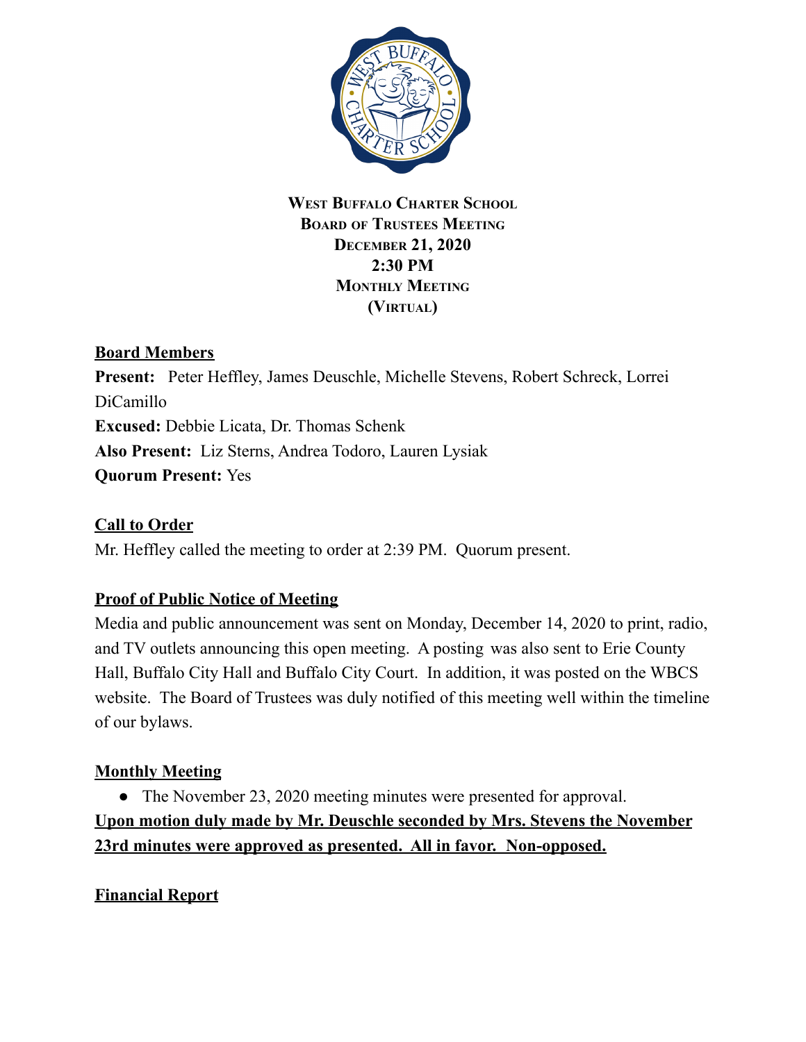**West Buffalo Charter School**
**Board of Trustees Meeting**
**December 21, 2020**
**2:30 PM**
**Monthly Meeting**
**(Virtual)**

## Board Members

**Present:** Peter Heffley, James Deuschle, Michelle Stevens, Robert Schreck, Lorrei DiCamillo
**Excused:** Debbie Licata, Dr. Thomas Schenk
**Also Present:** Liz Sterns, Andrea Todoro, Lauren Lysiak
**Quorum Present:** Yes

## Call to Order

Mr. Heffley called the meeting to order at 2:39 PM. Quorum present.

## Proof of Public Notice of Meeting

Media and public announcement was sent on Monday, December 14, 2020 to print, radio, and TV outlets announcing this open meeting. A posting was also sent to Erie County Hall, Buffalo City Hall and Buffalo City Court. In addition, it was posted on the WBCS website. The Board of Trustees was duly notified of this meeting well within the timeline of our bylaws.

## Monthly Meeting

- The November 23, 2020 meeting minutes were presented for approval.

**Upon motion duly made by Mr. Deuschle seconded by Mrs. Stevens the November 23rd minutes were approved as presented. All in favor. Non-opposed.**

## Financial Report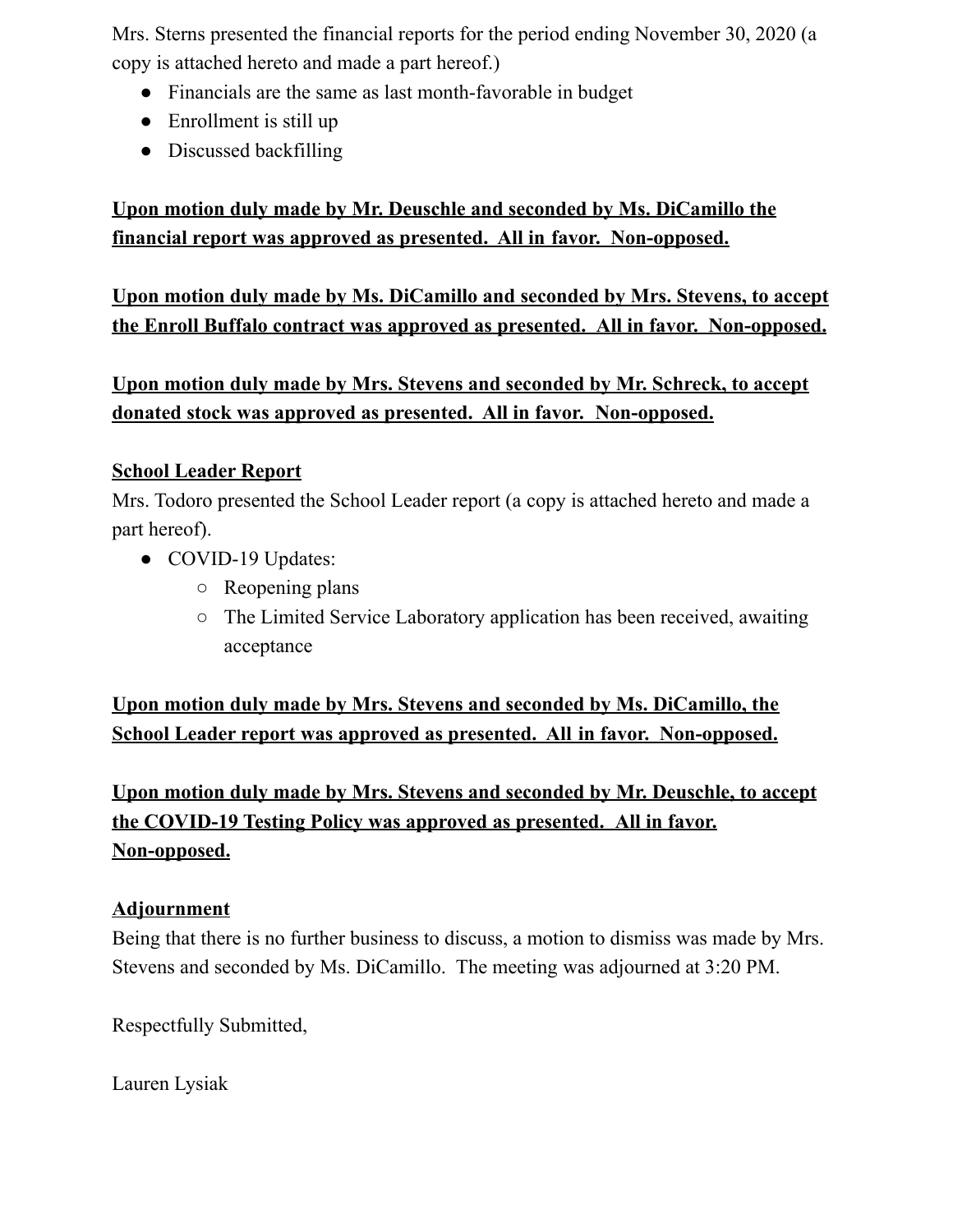Mrs. Sterns presented the financial reports for the period ending November 30, 2020 (a copy is attached hereto and made a part hereof.)

- Financials are the same as last month-favorable in budget
- Enrollment is still up
- Discussed backfilling

**Upon motion duly made by Mr. Deuschle and seconded by Ms. DiCamillo the financial report was approved as presented. All in favor. Non-opposed.**

**Upon motion duly made by Ms. DiCamillo and seconded by Mrs. Stevens, to accept the Enroll Buffalo contract was approved as presented. All in favor. Non-opposed.**

**Upon motion duly made by Mrs. Stevens and seconded by Mr. Schreck, to accept donated stock was approved as presented. All in favor. Non-opposed.**

**School Leader Report**

Mrs. Todoro presented the School Leader report (a copy is attached hereto and made a part hereof).

- COVID-19 Updates:
  - Reopening plans
  - The Limited Service Laboratory application has been received, awaiting acceptance

**Upon motion duly made by Mrs. Stevens and seconded by Ms. DiCamillo, the School Leader report was approved as presented. All in favor. Non-opposed.**

**Upon motion duly made by Mrs. Stevens and seconded by Mr. Deuschle, to accept the COVID-19 Testing Policy was approved as presented. All in favor. Non-opposed.**

**Adjournment**

Being that there is no further business to discuss, a motion to dismiss was made by Mrs. Stevens and seconded by Ms. DiCamillo. The meeting was adjourned at 3:20 PM.

Respectfully Submitted,

Lauren Lysiak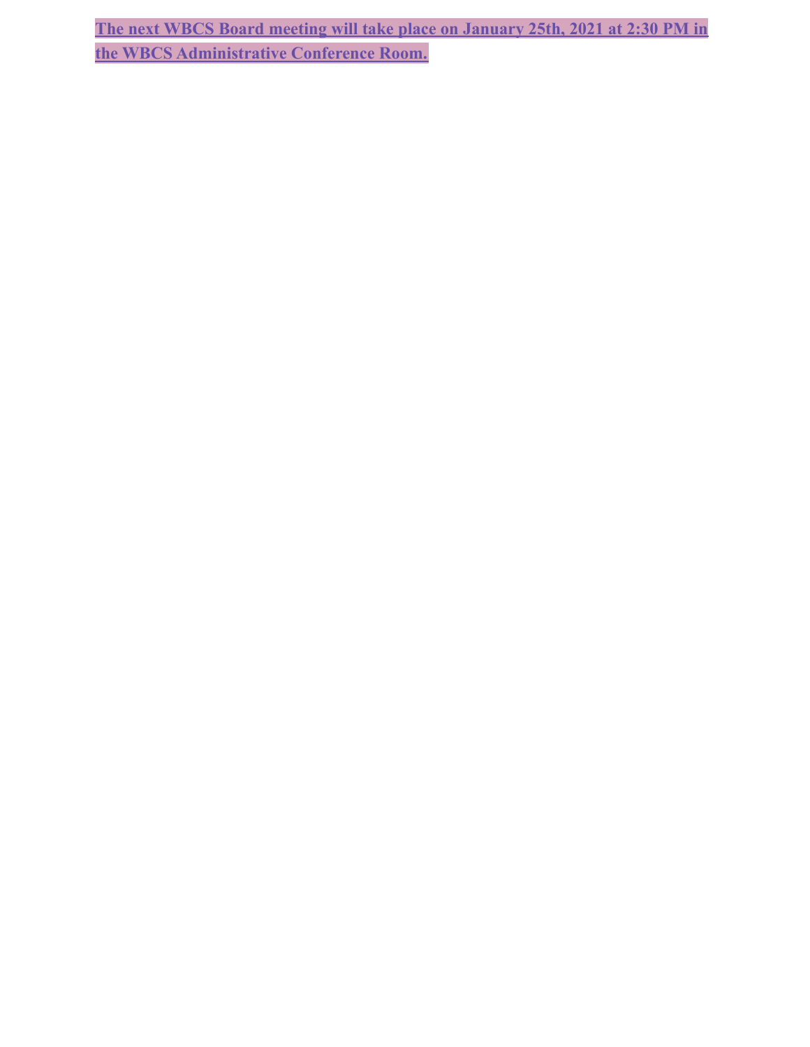**The next WBCS Board meeting will take place on January 25th, 2021 at 2:30 PM in the WBCS Administrative Conference Room.**